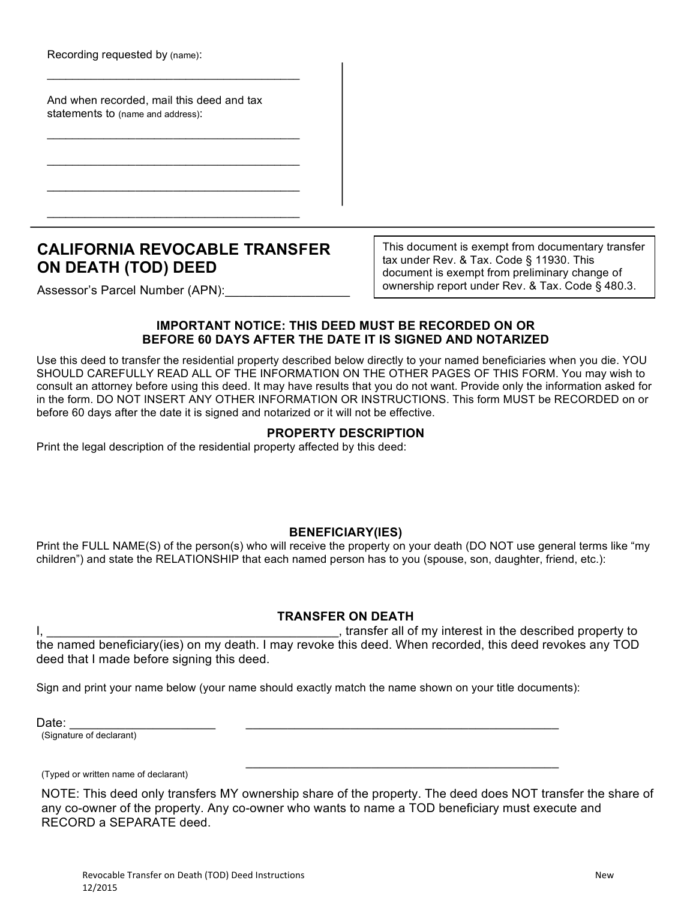Recording requested by (name):

______________________________________

And when recorded, mail this deed and tax statements to (name and address):

______________________________________

______________________________________

______________________________________

______________________________________

# CALIFORNIA REVOCABLE TRANSFER ON DEATH (TOD) DEED

Assessor's Parcel Number (APN):__________________

> This document is exempt from documentary transfer tax under Rev. & Tax. Code § 11930. This document is exempt from preliminary change of ownership report under Rev. & Tax. Code § 480.3.

**IMPORTANT NOTICE: THIS DEED MUST BE RECORDED ON OR BEFORE 60 DAYS AFTER THE DATE IT IS SIGNED AND NOTARIZED**

Use this deed to transfer the residential property described below directly to your named beneficiaries when you die. YOU SHOULD CAREFULLY READ ALL OF THE INFORMATION ON THE OTHER PAGES OF THIS FORM. You may wish to consult an attorney before using this deed. It may have results that you do not want. Provide only the information asked for in the form. DO NOT INSERT ANY OTHER INFORMATION OR INSTRUCTIONS. This form MUST be RECORDED on or before 60 days after the date it is signed and notarized or it will not be effective.

## PROPERTY DESCRIPTION

Print the legal description of the residential property affected by this deed:

## BENEFICIARY(IES)

Print the FULL NAME(S) of the person(s) who will receive the property on your death (DO NOT use general terms like "my children") and state the RELATIONSHIP that each named person has to you (spouse, son, daughter, friend, etc.):

## TRANSFER ON DEATH

I, ___________________________________________, transfer all of my interest in the described property to the named beneficiary(ies) on my death. I may revoke this deed. When recorded, this deed revokes any TOD deed that I made before signing this deed.

Sign and print your name below (your name should exactly match the name shown on your title documents):

Date: ____________________ ________________________________________________

(Signature of declarant)

________________________________________________

(Typed or written name of declarant)

NOTE: This deed only transfers MY ownership share of the property. The deed does NOT transfer the share of any co-owner of the property. Any co-owner who wants to name a TOD beneficiary must execute and RECORD a SEPARATE deed.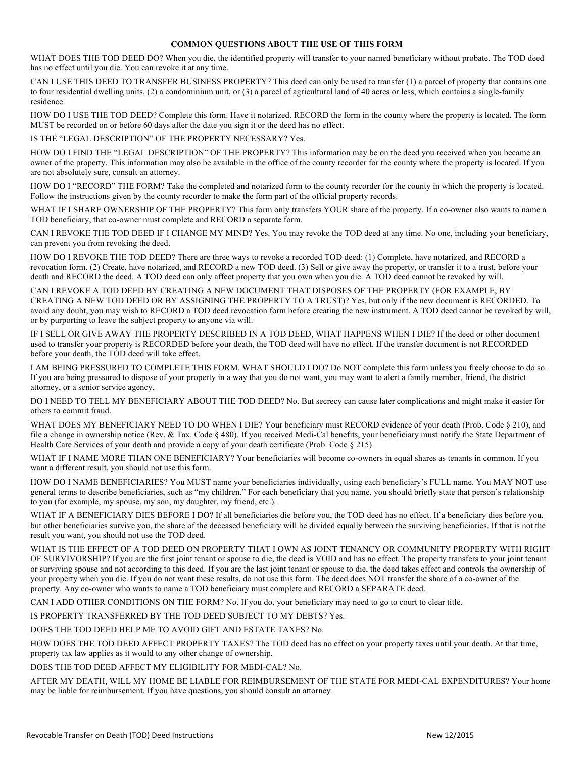## COMMON QUESTIONS ABOUT THE USE OF THIS FORM

WHAT DOES THE TOD DEED DO? When you die, the identified property will transfer to your named beneficiary without probate. The TOD deed has no effect until you die. You can revoke it at any time.

CAN I USE THIS DEED TO TRANSFER BUSINESS PROPERTY? This deed can only be used to transfer (1) a parcel of property that contains one to four residential dwelling units, (2) a condominium unit, or (3) a parcel of agricultural land of 40 acres or less, which contains a single-family residence.

HOW DO I USE THE TOD DEED? Complete this form. Have it notarized. RECORD the form in the county where the property is located. The form MUST be recorded on or before 60 days after the date you sign it or the deed has no effect.

IS THE "LEGAL DESCRIPTION" OF THE PROPERTY NECESSARY? Yes.

HOW DO I FIND THE "LEGAL DESCRIPTION" OF THE PROPERTY? This information may be on the deed you received when you became an owner of the property. This information may also be available in the office of the county recorder for the county where the property is located. If you are not absolutely sure, consult an attorney.

HOW DO I "RECORD" THE FORM? Take the completed and notarized form to the county recorder for the county in which the property is located. Follow the instructions given by the county recorder to make the form part of the official property records.

WHAT IF I SHARE OWNERSHIP OF THE PROPERTY? This form only transfers YOUR share of the property. If a co-owner also wants to name a TOD beneficiary, that co-owner must complete and RECORD a separate form.

CAN I REVOKE THE TOD DEED IF I CHANGE MY MIND? Yes. You may revoke the TOD deed at any time. No one, including your beneficiary, can prevent you from revoking the deed.

HOW DO I REVOKE THE TOD DEED? There are three ways to revoke a recorded TOD deed: (1) Complete, have notarized, and RECORD a revocation form. (2) Create, have notarized, and RECORD a new TOD deed. (3) Sell or give away the property, or transfer it to a trust, before your death and RECORD the deed. A TOD deed can only affect property that you own when you die. A TOD deed cannot be revoked by will.

CAN I REVOKE A TOD DEED BY CREATING A NEW DOCUMENT THAT DISPOSES OF THE PROPERTY (FOR EXAMPLE, BY CREATING A NEW TOD DEED OR BY ASSIGNING THE PROPERTY TO A TRUST)? Yes, but only if the new document is RECORDED. To avoid any doubt, you may wish to RECORD a TOD deed revocation form before creating the new instrument. A TOD deed cannot be revoked by will, or by purporting to leave the subject property to anyone via will.

IF I SELL OR GIVE AWAY THE PROPERTY DESCRIBED IN A TOD DEED, WHAT HAPPENS WHEN I DIE? If the deed or other document used to transfer your property is RECORDED before your death, the TOD deed will have no effect. If the transfer document is not RECORDED before your death, the TOD deed will take effect.

I AM BEING PRESSURED TO COMPLETE THIS FORM. WHAT SHOULD I DO? Do NOT complete this form unless you freely choose to do so. If you are being pressured to dispose of your property in a way that you do not want, you may want to alert a family member, friend, the district attorney, or a senior service agency.

DO I NEED TO TELL MY BENEFICIARY ABOUT THE TOD DEED? No. But secrecy can cause later complications and might make it easier for others to commit fraud.

WHAT DOES MY BENEFICIARY NEED TO DO WHEN I DIE? Your beneficiary must RECORD evidence of your death (Prob. Code § 210), and file a change in ownership notice (Rev. & Tax. Code § 480). If you received Medi-Cal benefits, your beneficiary must notify the State Department of Health Care Services of your death and provide a copy of your death certificate (Prob. Code § 215).

WHAT IF I NAME MORE THAN ONE BENEFICIARY? Your beneficiaries will become co-owners in equal shares as tenants in common. If you want a different result, you should not use this form.

HOW DO I NAME BENEFICIARIES? You MUST name your beneficiaries individually, using each beneficiary's FULL name. You MAY NOT use general terms to describe beneficiaries, such as "my children." For each beneficiary that you name, you should briefly state that person's relationship to you (for example, my spouse, my son, my daughter, my friend, etc.).

WHAT IF A BENEFICIARY DIES BEFORE I DO? If all beneficiaries die before you, the TOD deed has no effect. If a beneficiary dies before you, but other beneficiaries survive you, the share of the deceased beneficiary will be divided equally between the surviving beneficiaries. If that is not the result you want, you should not use the TOD deed.

WHAT IS THE EFFECT OF A TOD DEED ON PROPERTY THAT I OWN AS JOINT TENANCY OR COMMUNITY PROPERTY WITH RIGHT OF SURVIVORSHIP? If you are the first joint tenant or spouse to die, the deed is VOID and has no effect. The property transfers to your joint tenant or surviving spouse and not according to this deed. If you are the last joint tenant or spouse to die, the deed takes effect and controls the ownership of your property when you die. If you do not want these results, do not use this form. The deed does NOT transfer the share of a co-owner of the property. Any co-owner who wants to name a TOD beneficiary must complete and RECORD a SEPARATE deed.

CAN I ADD OTHER CONDITIONS ON THE FORM? No. If you do, your beneficiary may need to go to court to clear title.

IS PROPERTY TRANSFERRED BY THE TOD DEED SUBJECT TO MY DEBTS? Yes.

DOES THE TOD DEED HELP ME TO AVOID GIFT AND ESTATE TAXES? No.

HOW DOES THE TOD DEED AFFECT PROPERTY TAXES? The TOD deed has no effect on your property taxes until your death. At that time, property tax law applies as it would to any other change of ownership.

DOES THE TOD DEED AFFECT MY ELIGIBILITY FOR MEDI-CAL? No.

AFTER MY DEATH, WILL MY HOME BE LIABLE FOR REIMBURSEMENT OF THE STATE FOR MEDI-CAL EXPENDITURES? Your home may be liable for reimbursement. If you have questions, you should consult an attorney.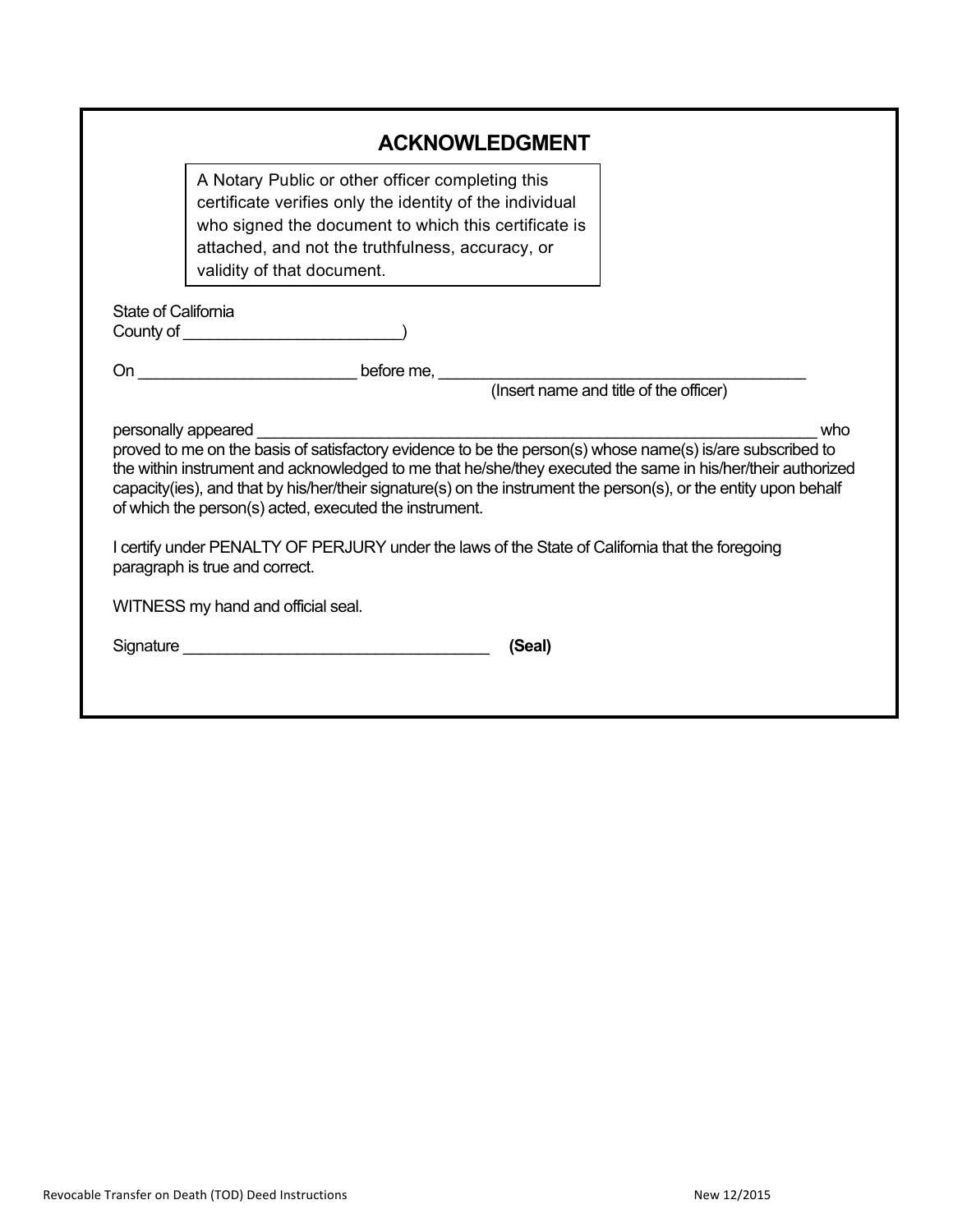## ACKNOWLEDGMENT

> A Notary Public or other officer completing this certificate verifies only the identity of the individual who signed the document to which this certificate is attached, and not the truthfulness, accuracy, or validity of that document.

State of California
County of ________________________)

On ________________________ before me, ________________________________________
(Insert name and title of the officer)

personally appeared ______________________________________________________________ who proved to me on the basis of satisfactory evidence to be the person(s) whose name(s) is/are subscribed to the within instrument and acknowledged to me that he/she/they executed the same in his/her/their authorized capacity(ies), and that by his/her/their signature(s) on the instrument the person(s), or the entity upon behalf of which the person(s) acted, executed the instrument.

I certify under PENALTY OF PERJURY under the laws of the State of California that the foregoing paragraph is true and correct.

WITNESS my hand and official seal.

Signature __________________________________ **(Seal)**